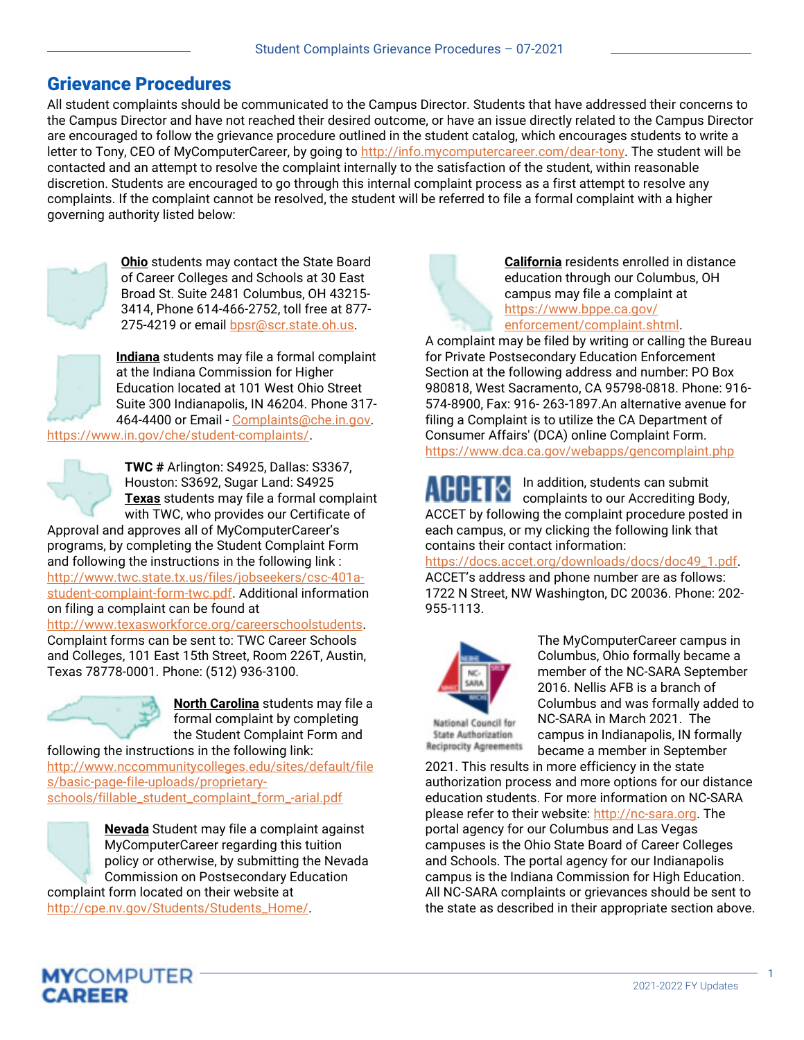# Grievance Procedures

All student complaints should be communicated to the Campus Director. Students that have addressed their concerns to the Campus Director and have not reached their desired outcome, or have an issue directly related to the Campus Director are encouraged to follow the grievance procedure outlined in the student catalog, which encourages students to write a letter to Tony, CEO of MyComputerCareer, by going to http://info.mycomputercareer.com/dear-tony. The student will be contacted and an attempt to resolve the complaint internally to the satisfaction of the student, within reasonable discretion. Students are encouraged to go through this internal complaint process as a first attempt to resolve any complaints. If the complaint cannot be resolved, the student will be referred to file a formal complaint with a higher governing authority listed below:

**Ohio** students may contact the State Board of Career Colleges and Schools at 30 East Broad St. Suite 2481 Columbus, OH 43215-3414, Phone 614-466-2752, toll free at 877-275-4219 or email bpsr@scr.state.oh.us.

**Indiana** students may file a formal complaint at the Indiana Commission for Higher Education located at 101 West Ohio Street Suite 300 Indianapolis, IN 46204. Phone 317-464-4400 or Email - Complaints@che.in.gov. https://www.in.gov/che/student-complaints/.

**TWC #** Arlington: S4925, Dallas: S3367, Houston: S3692, Sugar Land: S4925

**Texas** students may file a formal complaint with TWC, who provides our Certificate of Approval and approves all of MyComputerCareer's programs, by completing the Student Complaint Form and following the instructions in the following link : http://www.twc.state.tx.us/files/jobseekers/csc-401a-student-complaint-form-twc.pdf. Additional information on filing a complaint can be found at http://www.texasworkforce.org/careerschoolstudents. Complaint forms can be sent to: TWC Career Schools and Colleges, 101 East 15th Street, Room 226T, Austin, Texas 78778-0001. Phone: (512) 936-3100.

**North Carolina** students may file a formal complaint by completing the Student Complaint Form and following the instructions in the following link: http://www.nccommunitycolleges.edu/sites/default/files/basic-page-file-uploads/proprietary-schools/fillable_student_complaint_form_-arial.pdf

**Nevada** Student may file a complaint against MyComputerCareer regarding this tuition policy or otherwise, by submitting the Nevada Commission on Postsecondary Education complaint form located on their website at http://cpe.nv.gov/Students/Students_Home/.

**California** residents enrolled in distance education through our Columbus, OH campus may file a complaint at https://www.bppe.ca.gov/enforcement/complaint.shtml. A complaint may be filed by writing or calling the Bureau for Private Postsecondary Education Enforcement Section at the following address and number: PO Box 980818, West Sacramento, CA 95798-0818. Phone: 916-574-8900, Fax: 916- 263-1897.An alternative avenue for filing a Complaint is to utilize the CA Department of Consumer Affairs' (DCA) online Complaint Form. https://www.dca.ca.gov/webapps/gencomplaint.php

In addition, students can submit complaints to our Accrediting Body, ACCET by following the complaint procedure posted in each campus, or my clicking the following link that contains their contact information: https://docs.accet.org/downloads/docs/doc49_1.pdf. ACCET's address and phone number are as follows: 1722 N Street, NW Washington, DC 20036. Phone: 202-955-1113.

The MyComputerCareer campus in Columbus, Ohio formally became a member of the NC-SARA September 2016. Nellis AFB is a branch of Columbus and was formally added to NC-SARA in March 2021. The campus in Indianapolis, IN formally became a member in September 2021. This results in more efficiency in the state authorization process and more options for our distance education students. For more information on NC-SARA please refer to their website: http://nc-sara.org. The portal agency for our Columbus and Las Vegas campuses is the Ohio State Board of Career Colleges and Schools. The portal agency for our Indianapolis campus is the Indiana Commission for High Education. All NC-SARA complaints or grievances should be sent to the state as described in their appropriate section above.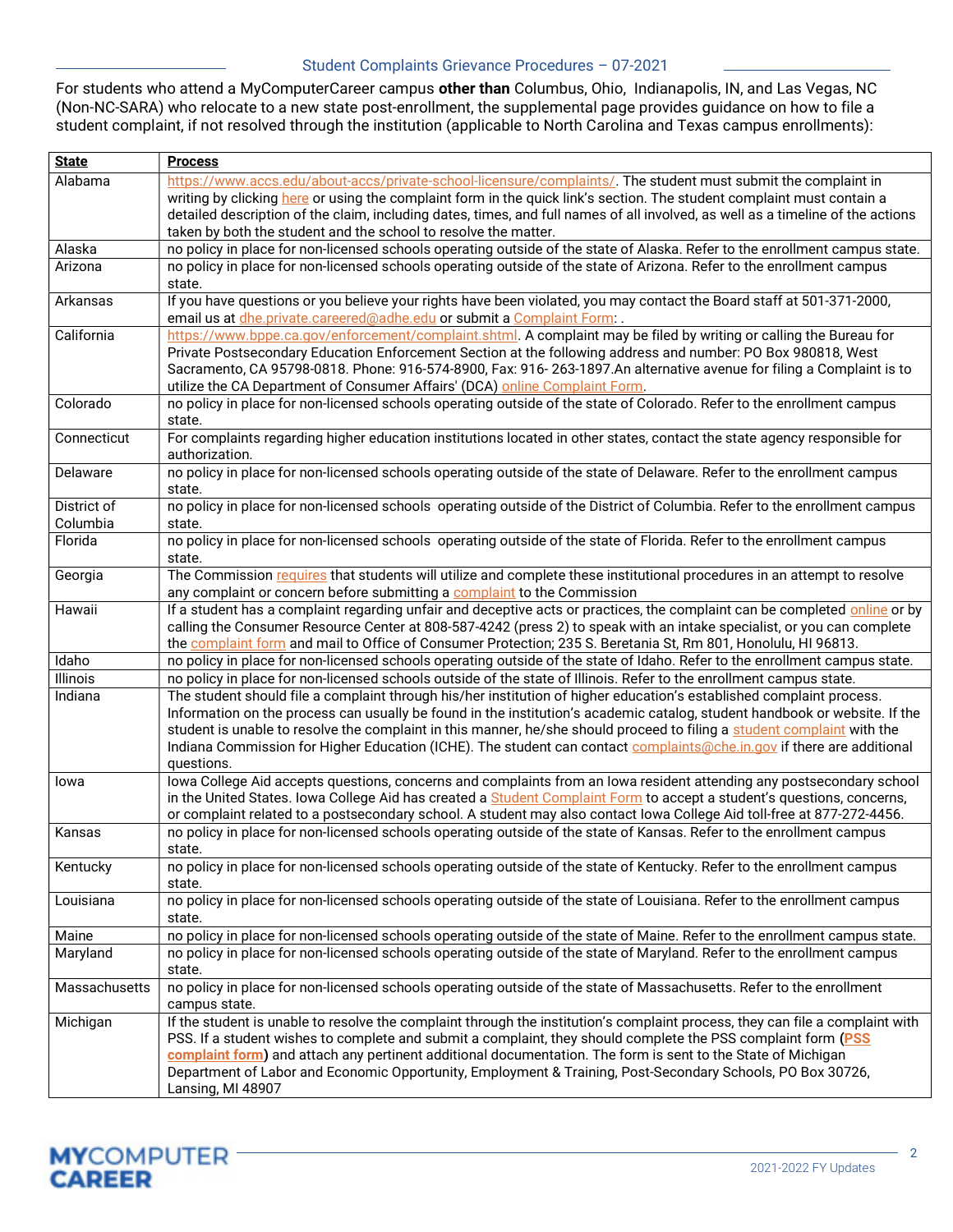Student Complaints Grievance Procedures – 07-2021

For students who attend a MyComputerCareer campus **other than** Columbus, Ohio, Indianapolis, IN, and Las Vegas, NC (Non-NC-SARA) who relocate to a new state post-enrollment, the supplemental page provides guidance on how to file a student complaint, if not resolved through the institution (applicable to North Carolina and Texas campus enrollments):

| State | Process |
|---|---|
| Alabama | https://www.accs.edu/about-accs/private-school-licensure/complaints/. The student must submit the complaint in writing by clicking here or using the complaint form in the quick link's section. The student complaint must contain a detailed description of the claim, including dates, times, and full names of all involved, as well as a timeline of the actions taken by both the student and the school to resolve the matter. |
| Alaska | no policy in place for non-licensed schools operating outside of the state of Alaska. Refer to the enrollment campus state. |
| Arizona | no policy in place for non-licensed schools operating outside of the state of Arizona. Refer to the enrollment campus state. |
| Arkansas | If you have questions or you believe your rights have been violated, you may contact the Board staff at 501-371-2000, email us at dhe.private.careered@adhe.edu or submit a Complaint Form: . |
| California | https://www.bppe.ca.gov/enforcement/complaint.shtml. A complaint may be filed by writing or calling the Bureau for Private Postsecondary Education Enforcement Section at the following address and number: PO Box 980818, West Sacramento, CA 95798-0818. Phone: 916-574-8900, Fax: 916- 263-1897.An alternative avenue for filing a Complaint is to utilize the CA Department of Consumer Affairs' (DCA) online Complaint Form. |
| Colorado | no policy in place for non-licensed schools operating outside of the state of Colorado. Refer to the enrollment campus state. |
| Connecticut | For complaints regarding higher education institutions located in other states, contact the state agency responsible for authorization. |
| Delaware | no policy in place for non-licensed schools operating outside of the state of Delaware. Refer to the enrollment campus state. |
| District of Columbia | no policy in place for non-licensed schools operating outside of the District of Columbia. Refer to the enrollment campus state. |
| Florida | no policy in place for non-licensed schools operating outside of the state of Florida. Refer to the enrollment campus state. |
| Georgia | The Commission requires that students will utilize and complete these institutional procedures in an attempt to resolve any complaint or concern before submitting a complaint to the Commission |
| Hawaii | If a student has a complaint regarding unfair and deceptive acts or practices, the complaint can be completed online or by calling the Consumer Resource Center at 808-587-4242 (press 2) to speak with an intake specialist, or you can complete the complaint form and mail to Office of Consumer Protection; 235 S. Beretania St, Rm 801, Honolulu, HI 96813. |
| Idaho | no policy in place for non-licensed schools operating outside of the state of Idaho. Refer to the enrollment campus state. |
| Illinois | no policy in place for non-licensed schools outside of the state of Illinois. Refer to the enrollment campus state. |
| Indiana | The student should file a complaint through his/her institution of higher education's established complaint process. Information on the process can usually be found in the institution's academic catalog, student handbook or website. If the student is unable to resolve the complaint in this manner, he/she should proceed to filing a student complaint with the Indiana Commission for Higher Education (ICHE). The student can contact complaints@che.in.gov if there are additional questions. |
| Iowa | Iowa College Aid accepts questions, concerns and complaints from an Iowa resident attending any postsecondary school in the United States. Iowa College Aid has created a Student Complaint Form to accept a student's questions, concerns, or complaint related to a postsecondary school. A student may also contact Iowa College Aid toll-free at 877-272-4456. |
| Kansas | no policy in place for non-licensed schools operating outside of the state of Kansas. Refer to the enrollment campus state. |
| Kentucky | no policy in place for non-licensed schools operating outside of the state of Kentucky. Refer to the enrollment campus state. |
| Louisiana | no policy in place for non-licensed schools operating outside of the state of Louisiana. Refer to the enrollment campus state. |
| Maine | no policy in place for non-licensed schools operating outside of the state of Maine. Refer to the enrollment campus state. |
| Maryland | no policy in place for non-licensed schools operating outside of the state of Maryland. Refer to the enrollment campus state. |
| Massachusetts | no policy in place for non-licensed schools operating outside of the state of Massachusetts. Refer to the enrollment campus state. |
| Michigan | If the student is unable to resolve the complaint through the institution's complaint process, they can file a complaint with PSS. If a student wishes to complete and submit a complaint, they should complete the PSS complaint form (**PSS complaint form**) and attach any pertinent additional documentation. The form is sent to the State of Michigan Department of Labor and Economic Opportunity, Employment & Training, Post-Secondary Schools, PO Box 30726, Lansing, MI 48907 |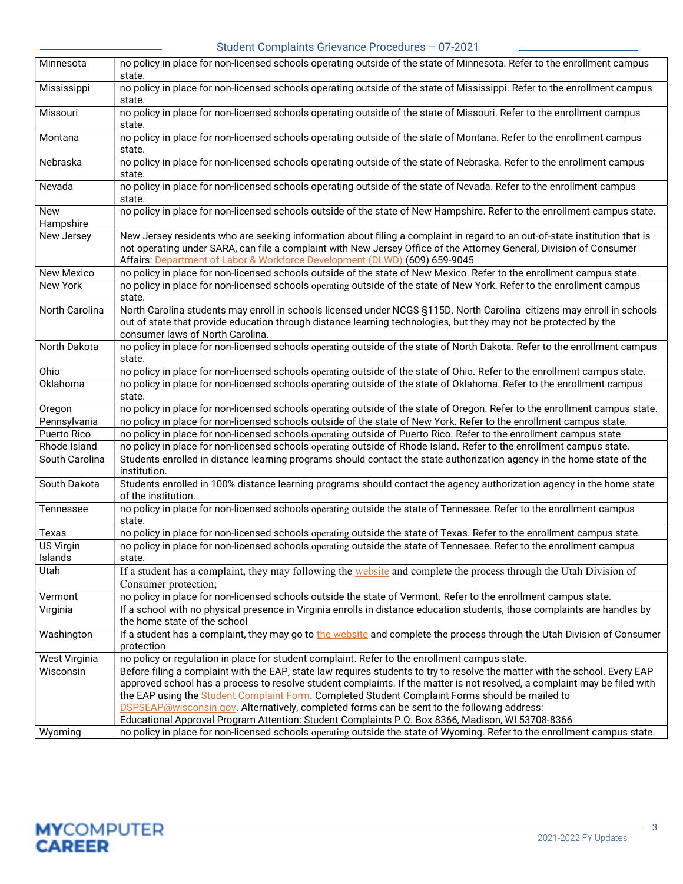| | |
|---|---|
| Minnesota | no policy in place for non-licensed schools operating outside of the state of Minnesota. Refer to the enrollment campus state. |
| Mississippi | no policy in place for non-licensed schools operating outside of the state of Mississippi. Refer to the enrollment campus state. |
| Missouri | no policy in place for non-licensed schools operating outside of the state of Missouri. Refer to the enrollment campus state. |
| Montana | no policy in place for non-licensed schools operating outside of the state of Montana. Refer to the enrollment campus state. |
| Nebraska | no policy in place for non-licensed schools operating outside of the state of Nebraska. Refer to the enrollment campus state. |
| Nevada | no policy in place for non-licensed schools operating outside of the state of Nevada. Refer to the enrollment campus state. |
| New Hampshire | no policy in place for non-licensed schools outside of the state of New Hampshire. Refer to the enrollment campus state. |
| New Jersey | New Jersey residents who are seeking information about filing a complaint in regard to an out-of-state institution that is not operating under SARA, can file a complaint with New Jersey Office of the Attorney General, Division of Consumer Affairs: Department of Labor & Workforce Development (DLWD) (609) 659-9045 |
| New Mexico | no policy in place for non-licensed schools outside of the state of New Mexico. Refer to the enrollment campus state. |
| New York | no policy in place for non-licensed schools operating outside of the state of New York. Refer to the enrollment campus state. |
| North Carolina | North Carolina students may enroll in schools licensed under NCGS §115D. North Carolina citizens may enroll in schools out of state that provide education through distance learning technologies, but they may not be protected by the consumer laws of North Carolina. |
| North Dakota | no policy in place for non-licensed schools operating outside of the state of North Dakota. Refer to the enrollment campus state. |
| Ohio | no policy in place for non-licensed schools operating outside of the state of Ohio. Refer to the enrollment campus state. |
| Oklahoma | no policy in place for non-licensed schools operating outside of the state of Oklahoma. Refer to the enrollment campus state. |
| Oregon | no policy in place for non-licensed schools operating outside of the state of Oregon. Refer to the enrollment campus state. |
| Pennsylvania | no policy in place for non-licensed schools outside of the state of New York. Refer to the enrollment campus state. |
| Puerto Rico | no policy in place for non-licensed schools operating outside of Puerto Rico. Refer to the enrollment campus state |
| Rhode Island | no policy in place for non-licensed schools operating outside of Rhode Island. Refer to the enrollment campus state. |
| South Carolina | Students enrolled in distance learning programs should contact the state authorization agency in the home state of the institution. |
| South Dakota | Students enrolled in 100% distance learning programs should contact the agency authorization agency in the home state of the institution. |
| Tennessee | no policy in place for non-licensed schools operating outside the state of Tennessee. Refer to the enrollment campus state. |
| Texas | no policy in place for non-licensed schools operating outside the state of Texas. Refer to the enrollment campus state. |
| US Virgin Islands | no policy in place for non-licensed schools operating outside the state of Tennessee. Refer to the enrollment campus state. |
| Utah | If a student has a complaint, they may following the website and complete the process through the Utah Division of Consumer protection; |
| Vermont | no policy in place for non-licensed schools outside the state of Vermont. Refer to the enrollment campus state. |
| Virginia | If a school with no physical presence in Virginia enrolls in distance education students, those complaints are handles by the home state of the school |
| Washington | If a student has a complaint, they may go to the website and complete the process through the Utah Division of Consumer protection |
| West Virginia | no policy or regulation in place for student complaint. Refer to the enrollment campus state. |
| Wisconsin | Before filing a complaint with the EAP, state law requires students to try to resolve the matter with the school. Every EAP approved school has a process to resolve student complaints. If the matter is not resolved, a complaint may be filed with the EAP using the Student Complaint Form. Completed Student Complaint Forms should be mailed to DSPSEAP@wisconsin.gov. Alternatively, completed forms can be sent to the following address: Educational Approval Program Attention: Student Complaints P.O. Box 8366, Madison, WI 53708-8366 |
| Wyoming | no policy in place for non-licensed schools operating outside the state of Wyoming. Refer to the enrollment campus state. |